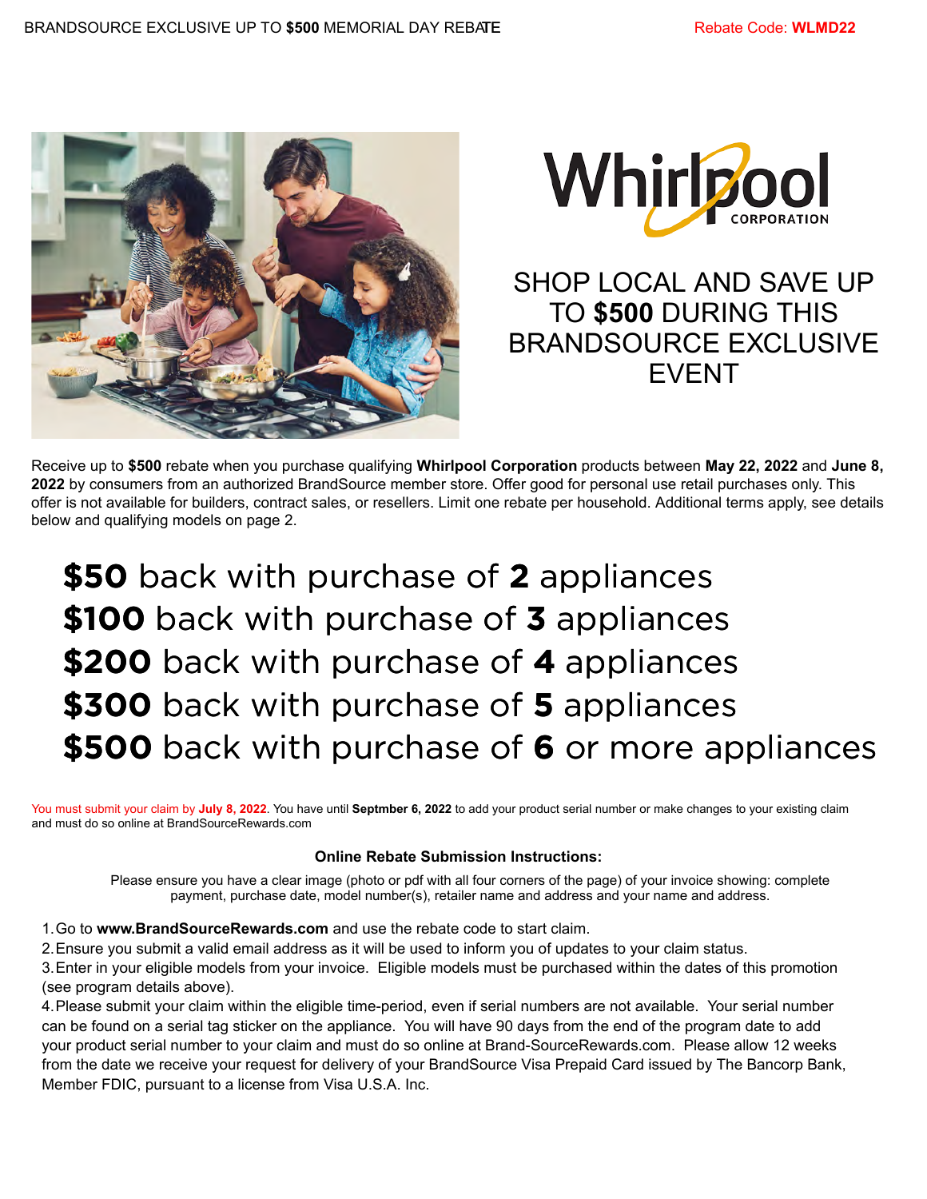BRANDSOURCE EXCLUSIVE UP TO **$500** MEMORIAL DAY REBATE

Rebate Code: **WLMD22**

Whirlpool CORPORATION

# SHOP LOCAL AND SAVE UP TO **$500** DURING THIS BRANDSOURCE EXCLUSIVE EVENT

Receive up to **$500** rebate when you purchase qualifying **Whirlpool Corporation** products between **May 22, 2022** and **June 8, 2022** by consumers from an authorized BrandSource member store. Offer good for personal use retail purchases only. This offer is not available for builders, contract sales, or resellers. Limit one rebate per household. Additional terms apply, see details below and qualifying models on page 2.

## **$50** back with purchase of **2** appliances
## **$100** back with purchase of **3** appliances
## **$200** back with purchase of **4** appliances
## **$300** back with purchase of **5** appliances
## **$500** back with purchase of **6** or more appliances

You must submit your claim by **July 8, 2022**. You have until **Septmber 6, 2022** to add your product serial number or make changes to your existing claim and must do so online at BrandSourceRewards.com

### Online Rebate Submission Instructions:

Please ensure you have a clear image (photo or pdf with all four corners of the page) of your invoice showing: complete payment, purchase date, model number(s), retailer name and address and your name and address.

1. Go to **www.BrandSourceRewards.com** and use the rebate code to start claim.
2. Ensure you submit a valid email address as it will be used to inform you of updates to your claim status.
3. Enter in your eligible models from your invoice. Eligible models must be purchased within the dates of this promotion (see program details above).
4. Please submit your claim within the eligible time-period, even if serial numbers are not available. Your serial number can be found on a serial tag sticker on the appliance. You will have 90 days from the end of the program date to add your product serial number to your claim and must do so online at Brand-SourceRewards.com. Please allow 12 weeks from the date we receive your request for delivery of your BrandSource Visa Prepaid Card issued by The Bancorp Bank, Member FDIC, pursuant to a license from Visa U.S.A. Inc.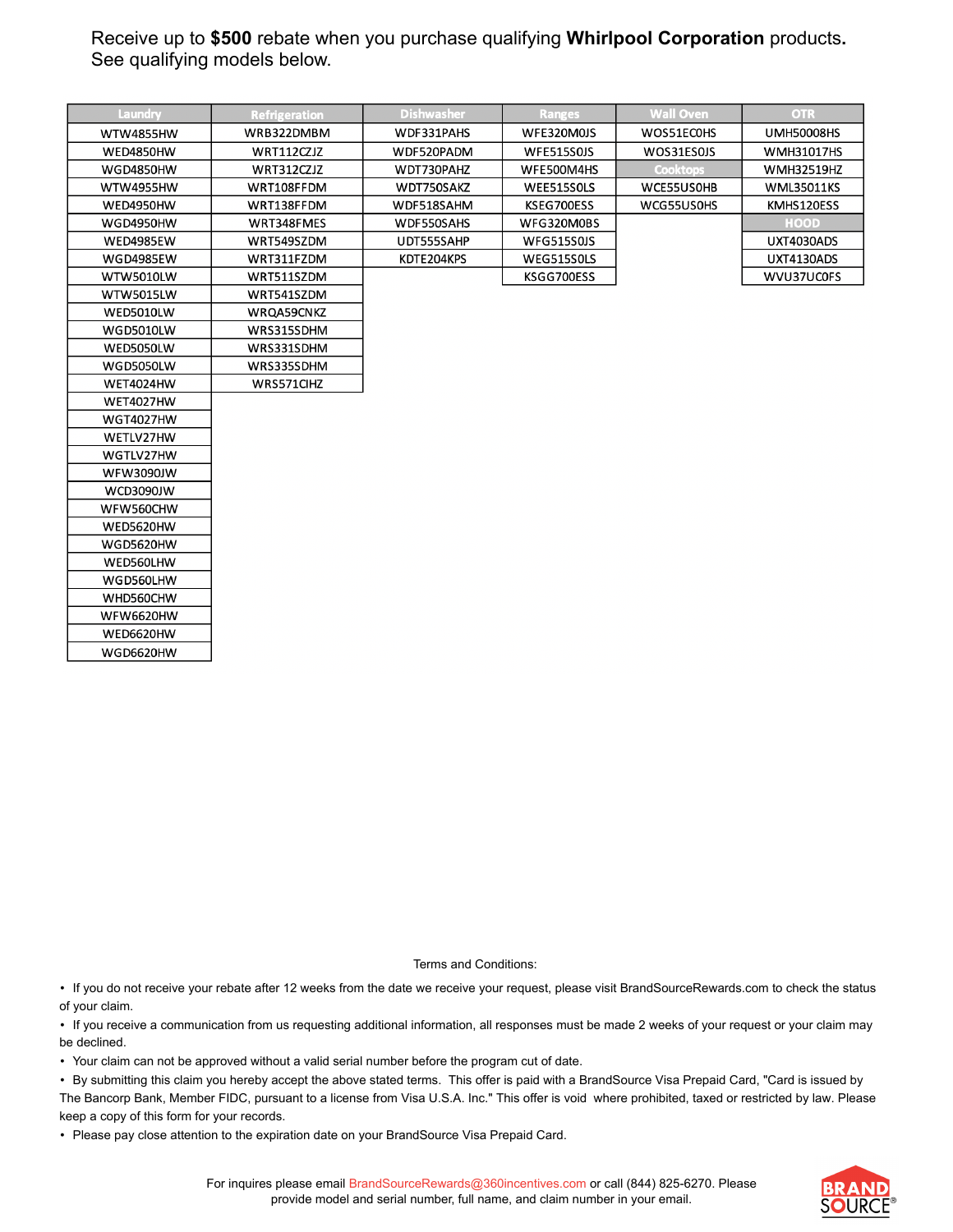Receive up to **$500** rebate when you purchase qualifying **Whirlpool Corporation** products. See qualifying models below.

| Laundry | Refrigeration | Dishwasher | Ranges | Wall Oven | OTR |
|---|---|---|---|---|---|
| WTW4855HW | WRB322DMBM | WDF331PAHS | WFE320M0JS | WOS51EC0HS | UMH50008HS |
| WED4850HW | WRT112CZJZ | WDF520PADM | WFE515S0JS | WOS31ES0JS | WMH31017HS |
| WGD4850HW | WRT312CZJZ | WDT730PAHZ | WFE500M4HS | **Cooktops** | WMH32519HZ |
| WTW4955HW | WRT108FFDM | WDT750SAKZ | WEE515S0LS | WCE55US0HB | WML35011KS |
| WED4950HW | WRT138FFDM | WDF518SAHM | KSEG700ESS | WCG55US0HS | KMHS120ESS |
| WGD4950HW | WRT348FMES | WDF550SAHS | WFG320M0BS | | **HOOD** |
| WED4985EW | WRT549SZDM | UDT555SAHP | WFG515S0JS | | UXT4030ADS |
| WGD4985EW | WRT311FZDM | KDTE204KPS | WEG515S0LS | | UXT4130ADS |
| WTW5010LW | WRT511SZDM | | KSGG700ESS | | WVU37UC0FS |
| WTW5015LW | WRT541SZDM | | | | |
| WED5010LW | WRQA59CNKZ | | | | |
| WGD5010LW | WRS315SDHM | | | | |
| WED5050LW | WRS331SDHM | | | | |
| WGD5050LW | WRS335SDHM | | | | |
| WET4024HW | WRS571CIHZ | | | | |
| WET4027HW | | | | | |
| WGT4027HW | | | | | |
| WETLV27HW | | | | | |
| WGTLV27HW | | | | | |
| WFW3090JW | | | | | |
| WCD3090JW | | | | | |
| WFW560CHW | | | | | |
| WED5620HW | | | | | |
| WGD5620HW | | | | | |
| WED560LHW | | | | | |
| WGD560LHW | | | | | |
| WHD560CHW | | | | | |
| WFW6620HW | | | | | |
| WED6620HW | | | | | |
| WGD6620HW | | | | | |

Terms and Conditions:

- If you do not receive your rebate after 12 weeks from the date we receive your request, please visit BrandSourceRewards.com to check the status of your claim.
- If you receive a communication from us requesting additional information, all responses must be made 2 weeks of your request or your claim may be declined.
- Your claim can not be approved without a valid serial number before the program cut of date.
- By submitting this claim you hereby accept the above stated terms. This offer is paid with a BrandSource Visa Prepaid Card, "Card is issued by The Bancorp Bank, Member FIDC, pursuant to a license from Visa U.S.A. Inc." This offer is void where prohibited, taxed or restricted by law. Please keep a copy of this form for your records.
- Please pay close attention to the expiration date on your BrandSource Visa Prepaid Card.

For inquires please email BrandSourceRewards@360incentives.com or call (844) 825-6270. Please provide model and serial number, full name, and claim number in your email.

BRAND SOURCE®